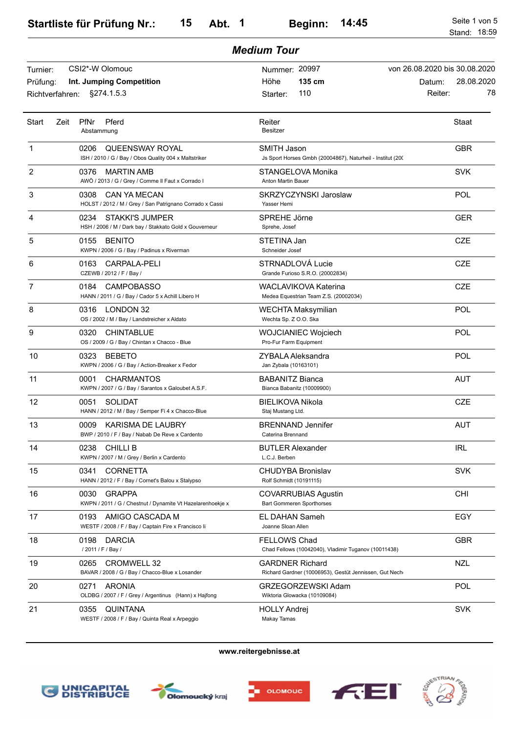# Startliste für Prüfung Nr.: 15 Abt. 1 Beginn: 14:45

Stand: 18:59

## *Medium Tour*

Turnier: CSI2*-W Olomouc | Nummer: 20997 | von 26.08.2020 bis 30.08.2020

Prüfung: **Int. Jumping Competition** | Höhe **135 cm** | Datum: 28.08.2020

Richtverfahren: §274.1.5.3 | Starter: 110 | Reiter: 78

| Start | Zeit | PfNr | Pferd / Abstammung | Reiter / Besitzer | Staat |
|---|---|---|---|---|---|
| 1 | | 0206 | QUEENSWAY ROYAL<br>ISH / 2010 / G / Bay / Obos Quality 004 x Maltstriker | SMITH Jason<br>Js Sport Horses Gmbh (20004867), Naturheil - Institut (20( | GBR |
| 2 | | 0376 | MARTIN AMB<br>AWÖ / 2013 / G / Grey / Comme Il Faut x Corrado I | STANGELOVA Monika<br>Anton Martin Bauer | SVK |
| 3 | | 0308 | CAN YA MECAN<br>HOLST / 2012 / M / Grey / San Patrignano Corrado x Cassi | SKRZYCZYNSKI Jaroslaw<br>Yasser Hemi | POL |
| 4 | | 0234 | STAKKI'S JUMPER<br>HSH / 2006 / M / Dark bay / Stakkato Gold x Gouverneur | SPREHE Jörne<br>Sprehe, Josef | GER |
| 5 | | 0155 | BENITO<br>KWPN / 2006 / G / Bay / Padinus x Riverman | STETINA Jan<br>Schneider Josef | CZE |
| 6 | | 0163 | CARPALA-PELI<br>CZEWB / 2012 / F / Bay / | STRNADLOVÁ Lucie<br>Grande Furioso S.R.O. (20002834) | CZE |
| 7 | | 0184 | CAMPOBASSO<br>HANN / 2011 / G / Bay / Cador 5 x Achill Libero H | WACLAVIKOVA Katerina<br>Medea Equestrian Team Z.S. (20002034) | CZE |
| 8 | | 0316 | LONDON 32<br>OS / 2002 / M / Bay / Landstreicher x Aldato | WECHTA Maksymilian<br>Wechta Sp. Z O.O. Ska | POL |
| 9 | | 0320 | CHINTABLUE<br>OS / 2009 / G / Bay / Chintan x Chacco - Blue | WOJCIANIEC Wojciech<br>Pro-Fur Farm Equipment | POL |
| 10 | | 0323 | BEBETO<br>KWPN / 2006 / G / Bay / Action-Breaker x Fedor | ZYBALA Aleksandra<br>Jan Zybala (10163101) | POL |
| 11 | | 0001 | CHARMANTOS<br>KWPN / 2007 / G / Bay / Sarantos x Galoubet A.S.F. | BABANITZ Bianca<br>Bianca Babanitz (10009900) | AUT |
| 12 | | 0051 | SOLIDAT<br>HANN / 2012 / M / Bay / Semper Fi 4 x Chacco-Blue | BIELIKOVA Nikola<br>Staj Mustang Ltd. | CZE |
| 13 | | 0009 | KARISMA DE LAUBRY<br>BWP / 2010 / F / Bay / Nabab De Reve x Cardento | BRENNAND Jennifer<br>Caterina Brennand | AUT |
| 14 | | 0238 | CHILLI B<br>KWPN / 2007 / M / Grey / Berlin x Cardento | BUTLER Alexander<br>L.C.J. Berben | IRL |
| 15 | | 0341 | CORNETTA<br>HANN / 2012 / F / Bay / Cornet's Balou x Stalypso | CHUDYBA Bronislav<br>Rolf Schmidt (10191115) | SVK |
| 16 | | 0030 | GRAPPA<br>KWPN / 2011 / G / Chestnut / Dynamite Vt Hazelarenhoekje x | COVARRUBIAS Agustin<br>Bart Gommeren Sporthorses | CHI |
| 17 | | 0193 | AMIGO CASCADA M<br>WESTF / 2008 / F / Bay / Captain Fire x Francisco Ii | EL DAHAN Sameh<br>Joanne Sloan Allen | EGY |
| 18 | | 0198 | DARCIA<br>/ 2011 / F / Bay / | FELLOWS Chad<br>Chad Fellows (10042040), Vladimir Tuganov (10011438) | GBR |
| 19 | | 0265 | CROMWELL 32<br>BAVAR / 2008 / G / Bay / Chacco-Blue x Losander | GARDNER Richard<br>Richard Gardner (10006953), Gestüt Jennissen, Gut Nech | NZL |
| 20 | | 0271 | ARONIA<br>OLDBG / 2007 / F / Grey / Argentinus (Hann) x Hajfong | GRZEGORZEWSKI Adam<br>Wiktoria Glowacka (10109084) | POL |
| 21 | | 0355 | QUINTANA<br>WESTF / 2008 / F / Bay / Quinta Real x Arpeggio | HOLLY Andrej<br>Makay Tamas | SVK |

www.reitergebnisse.at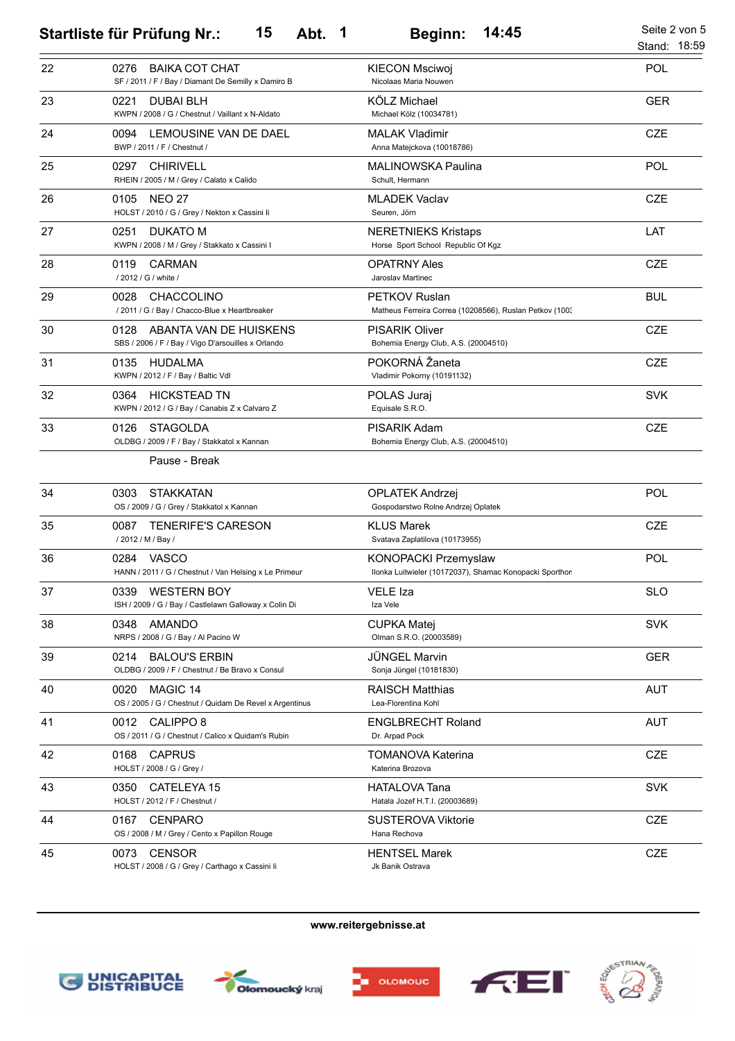## Startliste für Prüfung Nr.: 15 Abt. 1 Beginn: 14:45

Stand: 18:59

| | | | |
|---|---|---|---|
| 22 | 0276 BAIKA COT CHAT<br>SF / 2011 / F / Bay / Diamant De Semilly x Damiro B | KIECON Msciwoj<br>Nicolaas Maria Nouwen | POL |
| 23 | 0221 DUBAI BLH<br>KWPN / 2008 / G / Chestnut / Vaillant x N-Aldato | KÖLZ Michael<br>Michael Kölz (10034781) | GER |
| 24 | 0094 LEMOUSINE VAN DE DAEL<br>BWP / 2011 / F / Chestnut / | MALAK Vladimir<br>Anna Matejckova (10018786) | CZE |
| 25 | 0297 CHIRIVELL<br>RHEIN / 2005 / M / Grey / Calato x Calido | MALINOWSKA Paulina<br>Schult, Hermann | POL |
| 26 | 0105 NEO 27<br>HOLST / 2010 / G / Grey / Nekton x Cassini Ii | MLADEK Vaclav<br>Seuren, Jörn | CZE |
| 27 | 0251 DUKATO M<br>KWPN / 2008 / M / Grey / Stakkato x Cassini I | NERETNIEKS Kristaps<br>Horse Sport School Republic Of Kgz | LAT |
| 28 | 0119 CARMAN<br>/ 2012 / G / white / | OPATRNY Ales<br>Jaroslav Martinec | CZE |
| 29 | 0028 CHACCOLINO<br>/ 2011 / G / Bay / Chacco-Blue x Heartbreaker | PETKOV Ruslan<br>Matheus Ferreira Correa (10208566), Ruslan Petkov (100: | BUL |
| 30 | 0128 ABANTA VAN DE HUISKENS<br>SBS / 2006 / F / Bay / Vigo D'arsouilles x Orlando | PISARIK Oliver<br>Bohemia Energy Club, A.S. (20004510) | CZE |
| 31 | 0135 HUDALMA<br>KWPN / 2012 / F / Bay / Baltic Vdl | POKORNÁ Žaneta<br>Vladimir Pokorny (10191132) | CZE |
| 32 | 0364 HICKSTEAD TN<br>KWPN / 2012 / G / Bay / Canabis Z x Calvaro Z | POLAS Juraj<br>Equisale S.R.O. | SVK |
| 33 | 0126 STAGOLDA<br>OLDBG / 2009 / F / Bay / Stakkatol x Kannan | PISARIK Adam<br>Bohemia Energy Club, A.S. (20004510) | CZE |
| | Pause - Break | | |
| 34 | 0303 STAKKATAN<br>OS / 2009 / G / Grey / Stakkatol x Kannan | OPLATEK Andrzej<br>Gospodarstwo Rolne Andrzej Oplatek | POL |
| 35 | 0087 TENERIFE'S CARESON<br>/ 2012 / M / Bay / | KLUS Marek<br>Svatava Zaplatilova (10173955) | CZE |
| 36 | 0284 VASCO<br>HANN / 2011 / G / Chestnut / Van Helsing x Le Primeur | KONOPACKI Przemyslaw<br>Ilonka Luitwieler (10172037), Shamac Konopacki Sporthor | POL |
| 37 | 0339 WESTERN BOY<br>ISH / 2009 / G / Bay / Castlelawn Galloway x Colin Di | VELE Iza<br>Iza Vele | SLO |
| 38 | 0348 AMANDO<br>NRPS / 2008 / G / Bay / Al Pacino W | CUPKA Matej<br>Olman S.R.O. (20003589) | SVK |
| 39 | 0214 BALOU'S ERBIN<br>OLDBG / 2009 / F / Chestnut / Be Bravo x Consul | JÜNGEL Marvin<br>Sonja Jüngel (10181830) | GER |
| 40 | 0020 MAGIC 14<br>OS / 2005 / G / Chestnut / Quidam De Revel x Argentinus | RAISCH Matthias<br>Lea-Florentina Kohl | AUT |
| 41 | 0012 CALIPPO 8<br>OS / 2011 / G / Chestnut / Calico x Quidam's Rubin | ENGLBRECHT Roland<br>Dr. Arpad Pock | AUT |
| 42 | 0168 CAPRUS<br>HOLST / 2008 / G / Grey / | TOMANOVA Katerina<br>Katerina Brozova | CZE |
| 43 | 0350 CATELEYA 15<br>HOLST / 2012 / F / Chestnut / | HATALOVA Tana<br>Hatala Jozef H.T.I. (20003689) | SVK |
| 44 | 0167 CENPARO<br>OS / 2008 / M / Grey / Cento x Papillon Rouge | SUSTEROVA Viktorie<br>Hana Rechova | CZE |
| 45 | 0073 CENSOR<br>HOLST / 2008 / G / Grey / Carthago x Cassini Ii | HENTSEL Marek<br>Jk Banik Ostrava | CZE |

www.reitergebnisse.at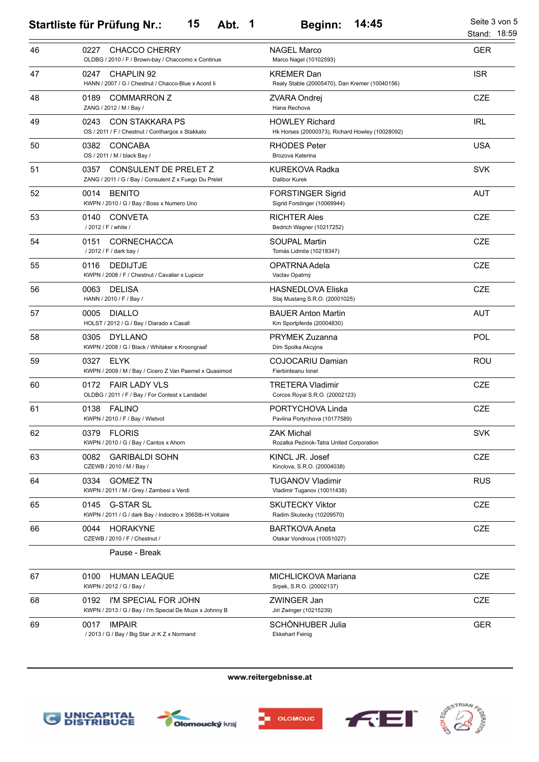## Startliste für Prüfung Nr.: 15 Abt. 1 Beginn: 14:45

Stand: 18:59

| | | | |
|---|---|---|---|
| 46 | 0227 CHACCO CHERRY<br>OLDBG / 2010 / F / Brown-bay / Chaccomo x Continue | NAGEL Marco<br>Marco Nagel (10102593) | GER |
| 47 | 0247 CHAPLIN 92<br>HANN / 2007 / G / Chestnut / Chacco-Blue x Acord Ii | KREMER Dan<br>Realy Stable (20005470), Dan Kremer (10040156) | ISR |
| 48 | 0189 COMMARRON Z<br>ZANG / 2012 / M / Bay / | ZVARA Ondrej<br>Hana Rechova | CZE |
| 49 | 0243 CON STAKKARA PS<br>OS / 2011 / F / Chestnut / Conthargos x Stakkato | HOWLEY Richard<br>Hk Horses (20000373), Richard Howley (10028092) | IRL |
| 50 | 0382 CONCABA<br>OS / 2011 / M / black Bay / | RHODES Peter<br>Brozova Katerina | USA |
| 51 | 0357 CONSULENT DE PRELET Z<br>ZANG / 2011 / G / Bay / Consulent Z x Fuego Du Prelet | KUREKOVA Radka<br>Dalibor Kurek | SVK |
| 52 | 0014 BENITO<br>KWPN / 2010 / G / Bay / Boss x Numero Uno | FORSTINGER Sigrid<br>Sigrid Forstinger (10069944) | AUT |
| 53 | 0140 CONVETA<br>/ 2012 / F / white / | RICHTER Ales<br>Bedrich Wagner (10217252) | CZE |
| 54 | 0151 CORNECHACCA<br>/ 2012 / F / dark bay / | SOUPAL Martin<br>Tomás Lidmila (10218347) | CZE |
| 55 | 0116 DEDIJTJE<br>KWPN / 2008 / F / Chestnut / Cavalier x Lupicor | OPATRNA Adela<br>Vaclav Opatrný | CZE |
| 56 | 0063 DELISA<br>HANN / 2010 / F / Bay / | HASNEDLOVA Eliska<br>Staj Mustang S.R.O. (20001025) | CZE |
| 57 | 0005 DIALLO<br>HOLST / 2012 / G / Bay / Diarado x Casall | BAUER Anton Martin<br>Km Sportpferde (20004830) | AUT |
| 58 | 0305 DYLLANO<br>KWPN / 2008 / G / Black / Whitaker x Kroongraaf | PRYMEK Zuzanna<br>Dim Spolka Akcyjna | POL |
| 59 | 0327 ELYK<br>KWPN / 2009 / M / Bay / Cicero Z Van Paemel x Quasimod | COJOCARIU Damian<br>Fierbinteanu Ionel | ROU |
| 60 | 0172 FAIR LADY VLS<br>OLDBG / 2011 / F / Bay / For Contest x Landadel | TRETERA Vladimir<br>Corcos Royal S.R.O. (20002123) | CZE |
| 61 | 0138 FALINO<br>KWPN / 2010 / F / Bay / Wietvot | PORTYCHOVA Linda<br>Pavlina Portychova (10177589) | CZE |
| 62 | 0379 FLORIS<br>KWPN / 2010 / G / Bay / Cantos x Ahorn | ZAK Michal<br>Rozalka Pezinok-Tatra United Corporation | SVK |
| 63 | 0082 GARIBALDI SOHN<br>CZEWB / 2010 / M / Bay / | KINCL JR. Josef<br>Kinclova, S.R.O. (20004038) | CZE |
| 64 | 0334 GOMEZ TN<br>KWPN / 2011 / M / Grey / Zambesi x Verdi | TUGANOV Vladimir<br>Vladimir Tuganov (10011438) | RUS |
| 65 | 0145 G-STAR SL<br>KWPN / 2011 / G / dark Bay / Indoctro x 356Stb-H Voltaire | SKUTECKY Viktor<br>Radim Skutecky (10209570) | CZE |
| 66 | 0044 HORAKYNE<br>CZEWB / 2010 / F / Chestnut / | BARTKOVA Aneta<br>Otakar Vondrous (10051027) | CZE |
| | Pause - Break | | |
| 67 | 0100 HUMAN LEAQUE<br>KWPN / 2012 / G / Bay / | MICHLICKOVA Mariana<br>Srpek, S.R.O. (20002137) | CZE |
| 68 | 0192 I'M SPECIAL FOR JOHN<br>KWPN / 2013 / G / Bay / I'm Special De Muze x Johnny B | ZWINGER Jan<br>Jiri Zwinger (10215239) | CZE |
| 69 | 0017 IMPAIR<br>/ 2013 / G / Bay / Big Star Jr K Z x Normand | SCHÖNHUBER Julia<br>Ekkehart Feinig | GER |

**www.reitergebnisse.at**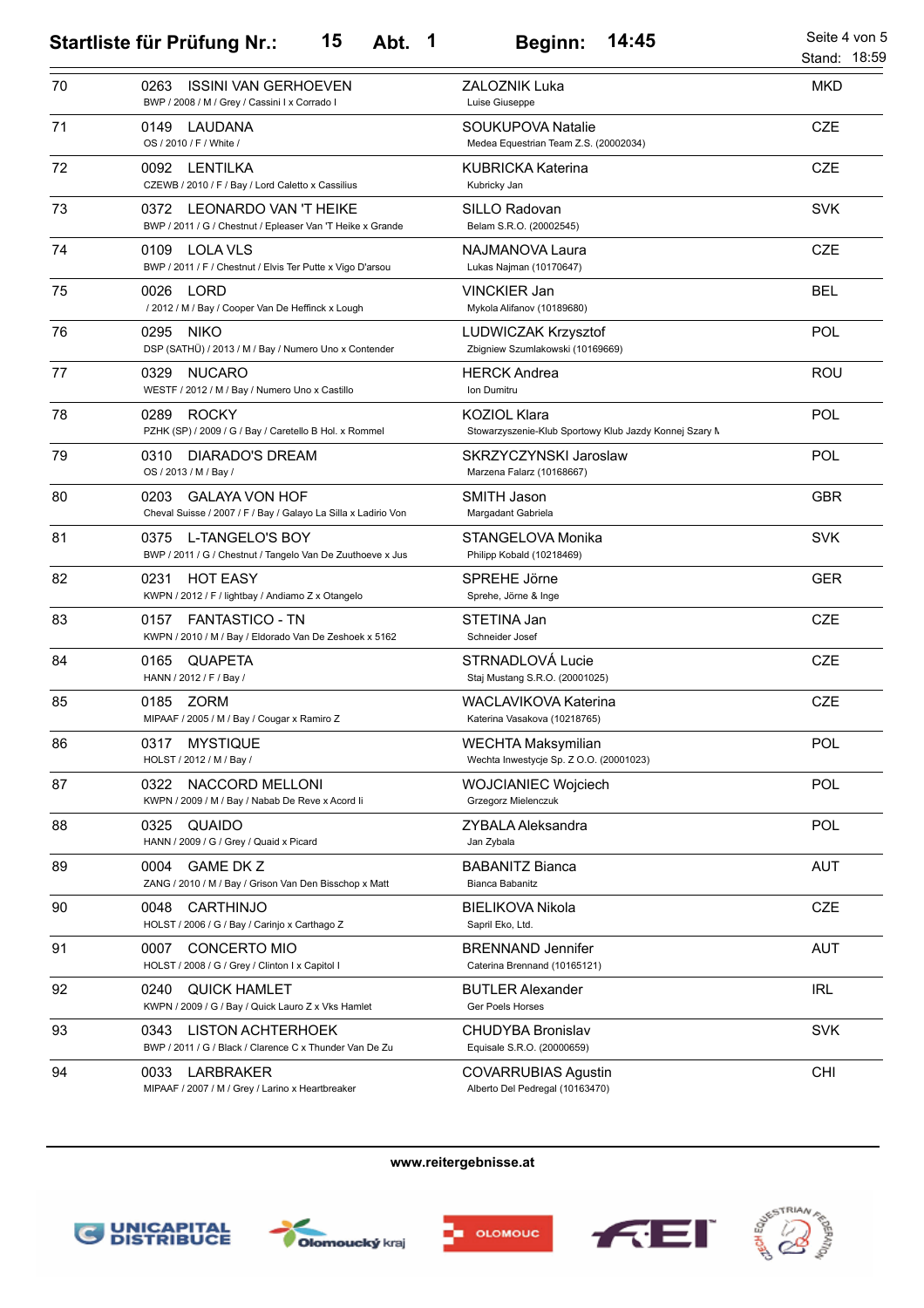## Startliste für Prüfung Nr.: 15 Abt. 1 Beginn: 14:45

Stand: 18:59

| | | | |
|---|---|---|---|
| 70 | 0263 ISSINI VAN GERHOEVEN<br>BWP / 2008 / M / Grey / Cassini I x Corrado I | ZALOZNIK Luka<br>Luise Giuseppe | MKD |
| 71 | 0149 LAUDANA<br>OS / 2010 / F / White / | SOUKUPOVA Natalie<br>Medea Equestrian Team Z.S. (20002034) | CZE |
| 72 | 0092 LENTILKA<br>CZEWB / 2010 / F / Bay / Lord Caletto x Cassilius | KUBRICKA Katerina<br>Kubricky Jan | CZE |
| 73 | 0372 LEONARDO VAN 'T HEIKE<br>BWP / 2011 / G / Chestnut / Epleaser Van 'T Heike x Grande | SILLO Radovan<br>Belam S.R.O. (20002545) | SVK |
| 74 | 0109 LOLA VLS<br>BWP / 2011 / F / Chestnut / Elvis Ter Putte x Vigo D'arsou | NAJMANOVA Laura<br>Lukas Najman (10170647) | CZE |
| 75 | 0026 LORD<br>/ 2012 / M / Bay / Cooper Van De Heffinck x Lough | VINCKIER Jan<br>Mykola Alifanov (10189680) | BEL |
| 76 | 0295 NIKO<br>DSP (SATHÜ) / 2013 / M / Bay / Numero Uno x Contender | LUDWICZAK Krzysztof<br>Zbigniew Szumlakowski (10169669) | POL |
| 77 | 0329 NUCARO<br>WESTF / 2012 / M / Bay / Numero Uno x Castillo | HERCK Andrea<br>Ion Dumitru | ROU |
| 78 | 0289 ROCKY<br>PZHK (SP) / 2009 / G / Bay / Caretello B Hol. x Rommel | KOZIOL Klara<br>Stowarzyszenie-Klub Sportowy Klub Jazdy Konnej Szary N | POL |
| 79 | 0310 DIARADO'S DREAM<br>OS / 2013 / M / Bay / | SKRZYCZYNSKI Jaroslaw<br>Marzena Falarz (10168667) | POL |
| 80 | 0203 GALAYA VON HOF<br>Cheval Suisse / 2007 / F / Bay / Galayo La Silla x Ladirio Von | SMITH Jason<br>Margadant Gabriela | GBR |
| 81 | 0375 L-TANGELO'S BOY<br>BWP / 2011 / G / Chestnut / Tangelo Van De Zuuthoeve x Jus | STANGELOVA Monika<br>Philipp Kobald (10218469) | SVK |
| 82 | 0231 HOT EASY<br>KWPN / 2012 / F / lightbay / Andiamo Z x Otangelo | SPREHE Jörne<br>Sprehe, Jörne & Inge | GER |
| 83 | 0157 FANTASTICO - TN<br>KWPN / 2010 / M / Bay / Eldorado Van De Zeshoek x 5162 | STETINA Jan<br>Schneider Josef | CZE |
| 84 | 0165 QUAPETA<br>HANN / 2012 / F / Bay / | STRNADLOVÁ Lucie<br>Staj Mustang S.R.O. (20001025) | CZE |
| 85 | 0185 ZORM<br>MIPAAF / 2005 / M / Bay / Cougar x Ramiro Z | WACLAVIKOVA Katerina<br>Katerina Vasakova (10218765) | CZE |
| 86 | 0317 MYSTIQUE<br>HOLST / 2012 / M / Bay / | WECHTA Maksymilian<br>Wechta Inwestycje Sp. Z O.O. (20001023) | POL |
| 87 | 0322 NACCORD MELLONI<br>KWPN / 2009 / M / Bay / Nabab De Reve x Acord Ii | WOJCIANIEC Wojciech<br>Grzegorz Mielenczuk | POL |
| 88 | 0325 QUAIDO<br>HANN / 2009 / G / Grey / Quaid x Picard | ZYBALA Aleksandra<br>Jan Zybala | POL |
| 89 | 0004 GAME DK Z<br>ZANG / 2010 / M / Bay / Grison Van Den Bisschop x Matt | BABANITZ Bianca<br>Bianca Babanitz | AUT |
| 90 | 0048 CARTHINJO<br>HOLST / 2006 / G / Bay / Carinjo x Carthago Z | BIELIKOVA Nikola<br>Sapril Eko, Ltd. | CZE |
| 91 | 0007 CONCERTO MIO<br>HOLST / 2008 / G / Grey / Clinton I x Capitol I | BRENNAND Jennifer<br>Caterina Brennand (10165121) | AUT |
| 92 | 0240 QUICK HAMLET<br>KWPN / 2009 / G / Bay / Quick Lauro Z x Vks Hamlet | BUTLER Alexander<br>Ger Poels Horses | IRL |
| 93 | 0343 LISTON ACHTERHOEK<br>BWP / 2011 / G / Black / Clarence C x Thunder Van De Zu | CHUDYBA Bronislav<br>Equisale S.R.O. (20000659) | SVK |
| 94 | 0033 LARBRAKER<br>MIPAAF / 2007 / M / Grey / Larino x Heartbreaker | COVARRUBIAS Agustin<br>Alberto Del Pedregal (10163470) | CHI |

www.reitergebnisse.at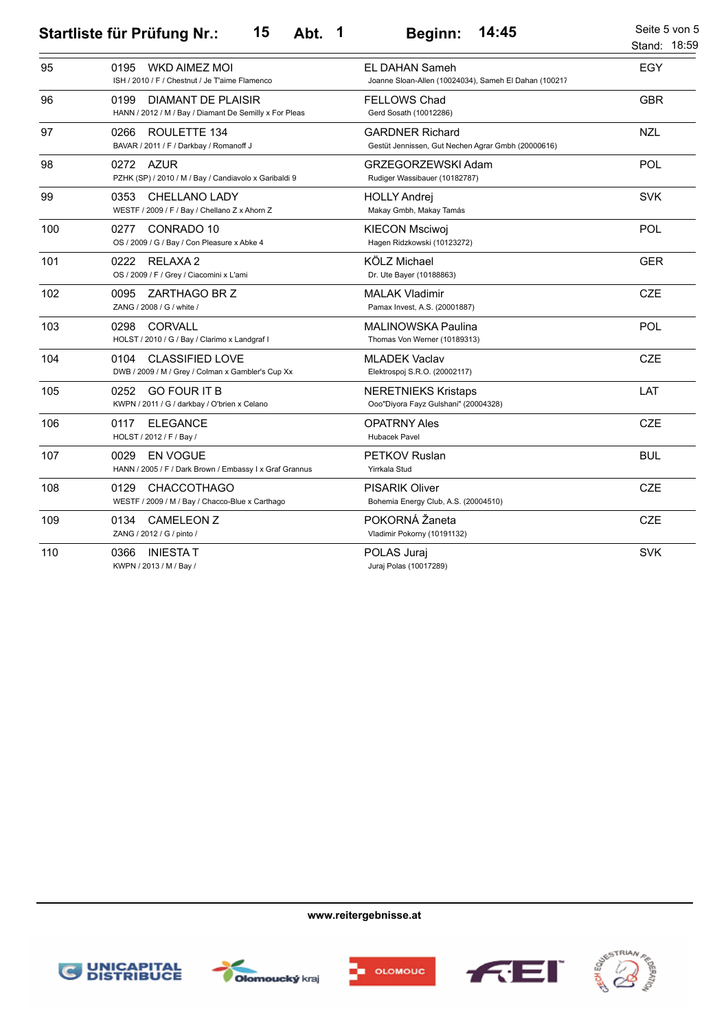## Startliste für Prüfung Nr.: 15 Abt. 1 Beginn: 14:45

Stand: 18:59

| | | | |
|---|---|---|---|
| 95 | 0195 WKD AIMEZ MOI<br>ISH / 2010 / F / Chestnut / Je T'aime Flamenco | EL DAHAN Sameh<br>Joanne Sloan-Allen (10024034), Sameh El Dahan (100217 | EGY |
| 96 | 0199 DIAMANT DE PLAISIR<br>HANN / 2012 / M / Bay / Diamant De Semilly x For Pleas | FELLOWS Chad<br>Gerd Sosath (10012286) | GBR |
| 97 | 0266 ROULETTE 134<br>BAVAR / 2011 / F / Darkbay / Romanoff J | GARDNER Richard<br>Gestüt Jennissen, Gut Nechen Agrar Gmbh (20000616) | NZL |
| 98 | 0272 AZUR<br>PZHK (SP) / 2010 / M / Bay / Candiavolo x Garibaldi 9 | GRZEGORZEWSKI Adam<br>Rudiger Wassibauer (10182787) | POL |
| 99 | 0353 CHELLANO LADY<br>WESTF / 2009 / F / Bay / Chellano Z x Ahorn Z | HOLLY Andrej<br>Makay Gmbh, Makay Tamás | SVK |
| 100 | 0277 CONRADO 10<br>OS / 2009 / G / Bay / Con Pleasure x Abke 4 | KIECON Msciwoj<br>Hagen Ridzkowski (10123272) | POL |
| 101 | 0222 RELAXA 2<br>OS / 2009 / F / Grey / Ciacomini x L'ami | KÖLZ Michael<br>Dr. Ute Bayer (10188863) | GER |
| 102 | 0095 ZARTHAGO BR Z<br>ZANG / 2008 / G / white / | MALAK Vladimir<br>Pamax Invest, A.S. (20001887) | CZE |
| 103 | 0298 CORVALL<br>HOLST / 2010 / G / Bay / Clarimo x Landgraf I | MALINOWSKA Paulina<br>Thomas Von Werner (10189313) | POL |
| 104 | 0104 CLASSIFIED LOVE<br>DWB / 2009 / M / Grey / Colman x Gambler's Cup Xx | MLADEK Vaclav<br>Elektrospoj S.R.O. (20002117) | CZE |
| 105 | 0252 GO FOUR IT B<br>KWPN / 2011 / G / darkbay / O'brien x Celano | NERETNIEKS Kristaps<br>Ooo"Diyora Fayz Gulshani" (20004328) | LAT |
| 106 | 0117 ELEGANCE<br>HOLST / 2012 / F / Bay / | OPATRNY Ales<br>Hubacek Pavel | CZE |
| 107 | 0029 EN VOGUE<br>HANN / 2005 / F / Dark Brown / Embassy I x Graf Grannus | PETKOV Ruslan<br>Yirrkala Stud | BUL |
| 108 | 0129 CHACCOTHAGO<br>WESTF / 2009 / M / Bay / Chacco-Blue x Carthago | PISARIK Oliver<br>Bohemia Energy Club, A.S. (20004510) | CZE |
| 109 | 0134 CAMELEON Z<br>ZANG / 2012 / G / pinto / | POKORNÁ Žaneta<br>Vladimir Pokorny (10191132) | CZE |
| 110 | 0366 INIESTA T<br>KWPN / 2013 / M / Bay / | POLAS Juraj<br>Juraj Polas (10017289) | SVK |

www.reitergebnisse.at